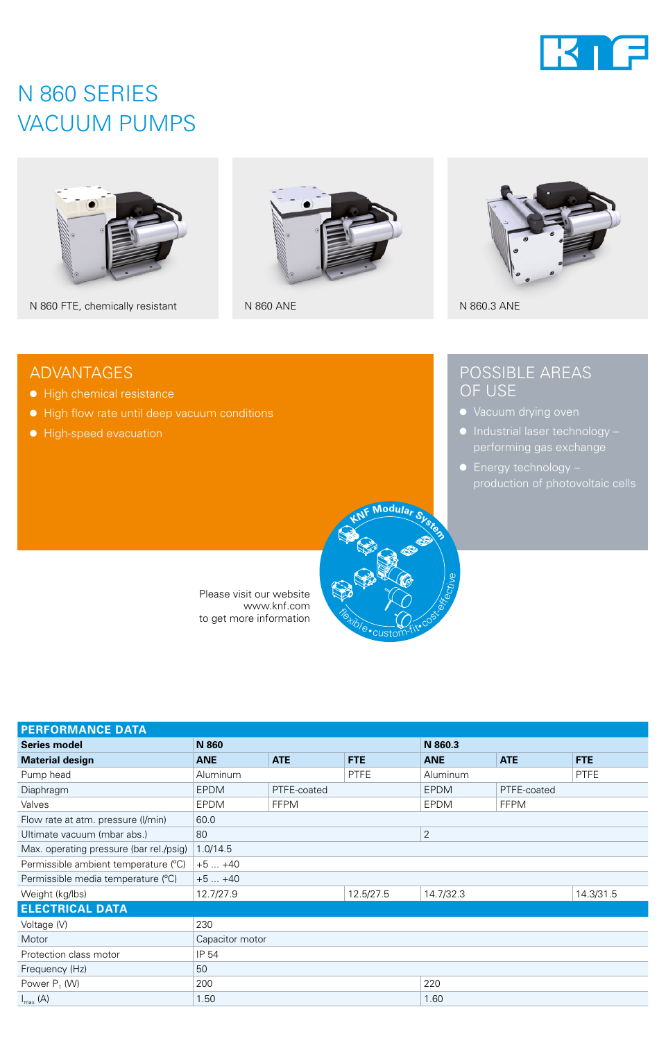# N 860 SERIES VACUUM PUMPS

N 860 FTE, chemically resistant

N 860 ANE

N 860.3 ANE

## ADVANTAGES

- High chemical resistance
- High flow rate until deep vacuum conditions
- High-speed evacuation

## POSSIBLE AREAS OF USE

- Vacuum drying oven
- Industrial laser technology – performing gas exchange
- Energy technology – production of photovoltaic cells

Please visit our website www.knf.com to get more information

| PERFORMANCE DATA | | | | | | |
|---|---|---|---|---|---|---|
| **Series model** | **N 860** | | | **N 860.3** | | |
| **Material design** | **ANE** | **ATE** | **FTE** | **ANE** | **ATE** | **FTE** |
| Pump head | Aluminum | | PTFE | Aluminum | | PTFE |
| Diaphragm | EPDM | PTFE-coated | | EPDM | PTFE-coated | |
| Valves | EPDM | FFPM | | EPDM | FFPM | |
| Flow rate at atm. pressure (l/min) | 60.0 | | | | | |
| Ultimate vacuum (mbar abs.) | 80 | | | 2 | | |
| Max. operating pressure (bar rel./psig) | 1.0/14.5 | | | | | |
| Permissible ambient temperature (°C) | +5 ... +40 | | | | | |
| Permissible media temperature (°C) | +5 ... +40 | | | | | |
| Weight (kg/lbs) | 12.7/27.9 | | 12.5/27.5 | 14.7/32.3 | | 14.3/31.5 |
| **ELECTRICAL DATA** | | | | | | |
| Voltage (V) | 230 | | | | | |
| Motor | Capacitor motor | | | | | |
| Protection class motor | IP 54 | | | | | |
| Frequency (Hz) | 50 | | | | | |
| Power $P_1$ (W) | 200 | | | 220 | | |
| $I_{max}$ (A) | 1.50 | | | 1.60 | | |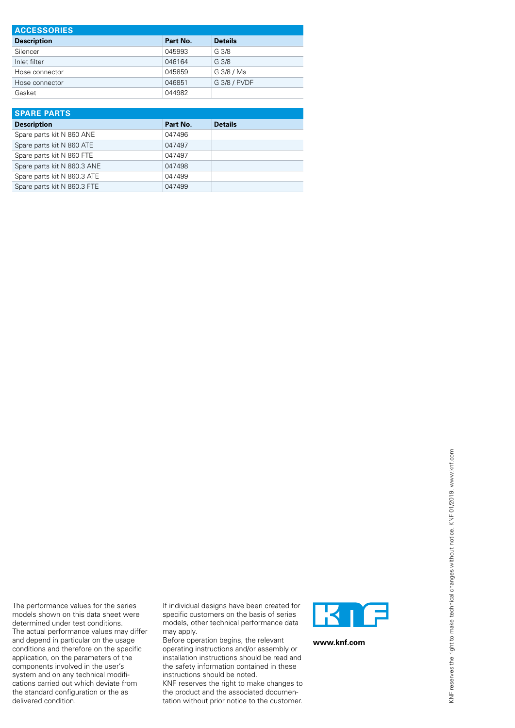## ACCESSORIES

| Description | Part No. | Details |
|---|---|---|
| Silencer | 045993 | G 3/8 |
| Inlet filter | 046164 | G 3/8 |
| Hose connector | 045859 | G 3/8 / Ms |
| Hose connector | 046851 | G 3/8 / PVDF |
| Gasket | 044982 | |

## SPARE PARTS

| Description | Part No. | Details |
|---|---|---|
| Spare parts kit N 860 ANE | 047496 | |
| Spare parts kit N 860 ATE | 047497 | |
| Spare parts kit N 860 FTE | 047497 | |
| Spare parts kit N 860.3 ANE | 047498 | |
| Spare parts kit N 860.3 ATE | 047499 | |
| Spare parts kit N 860.3 FTE | 047499 | |

The performance values for the series models shown on this data sheet were determined under test conditions. The actual performance values may differ and depend in particular on the usage conditions and therefore on the specific application, on the parameters of the components involved in the user's system and on any technical modifications carried out which deviate from the standard configuration or the as delivered condition.

If individual designs have been created for specific customers on the basis of series models, other technical performance data may apply.
Before operation begins, the relevant operating instructions and/or assembly or installation instructions should be read and the safety information contained in these instructions should be noted.
KNF reserves the right to make changes to the product and the associated documentation without prior notice to the customer.

KNF

**www.knf.com**

KNF reserves the right to make technical changes without notice. KNF 01/2019. www.knf.com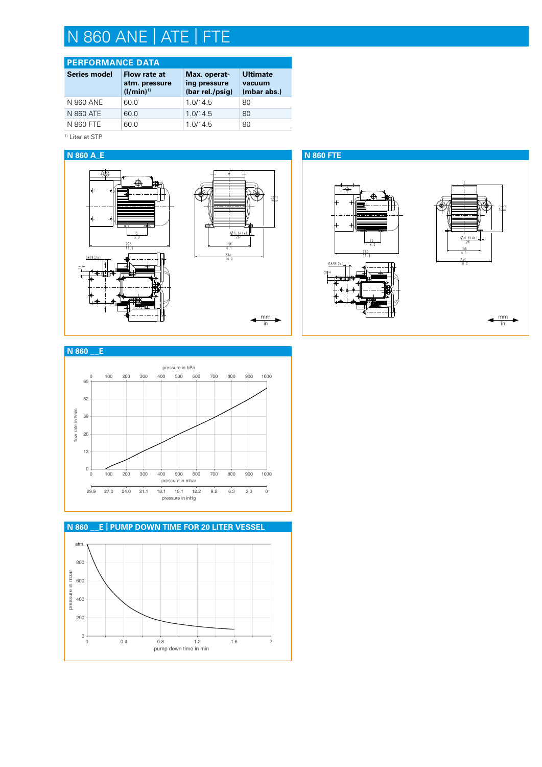# N 860 ANE | ATE | FTE

## PERFORMANCE DATA

| Series model | Flow rate at atm. pressure (l/min)[1] | Max. operating pressure (bar rel./psig) | Ultimate vacuum (mbar abs.) |
|---|---|---|---|
| N 860 ANE | 60.0 | 1.0/14.5 | 80 |
| N 860 ATE | 60.0 | 1.0/14.5 | 80 |
| N 860 FTE | 60.0 | 1.0/14.5 | 80 |

[1] Liter at STP

## N 860 A_E

## N 860 FTE

## N 860 _ _E

## N 860 _ _E | PUMP DOWN TIME FOR 20 LITER VESSEL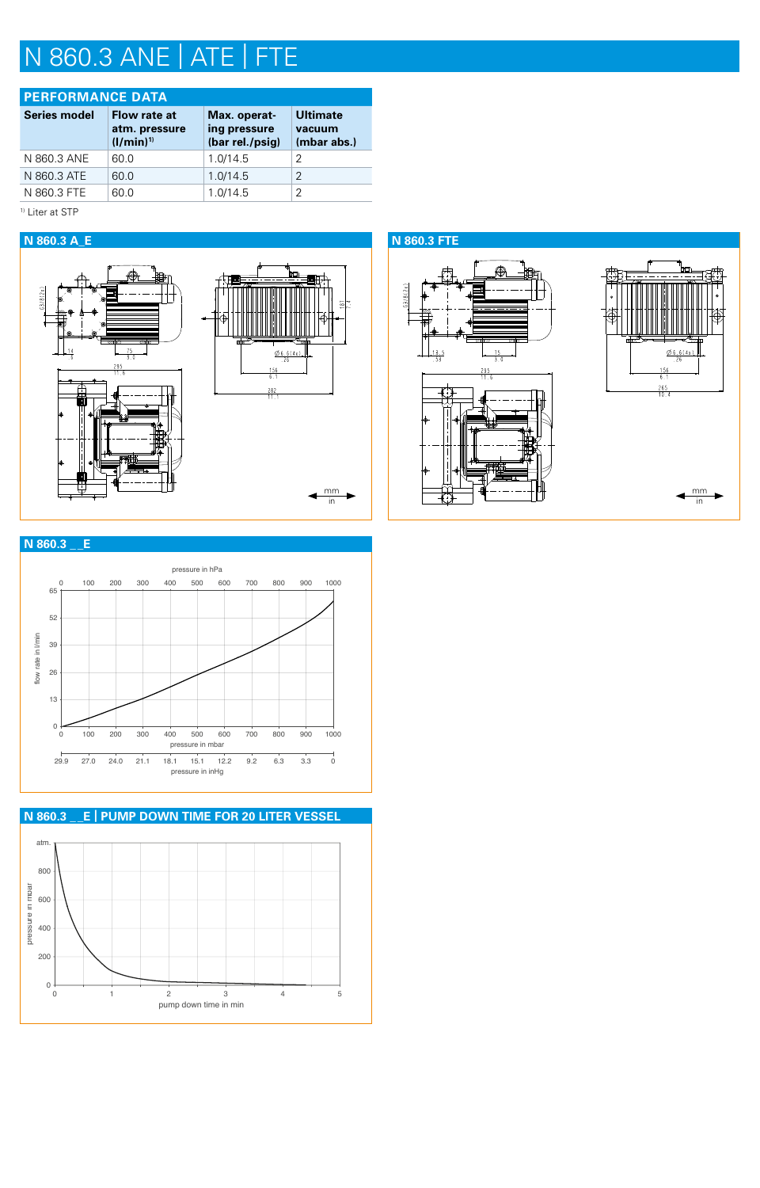# N 860.3 ANE | ATE | FTE

## PERFORMANCE DATA

| Series model | Flow rate at atm. pressure (l/min)[1] | Max. operating pressure (bar rel./psig) | Ultimate vacuum (mbar abs.) |
|---|---|---|---|
| N 860.3 ANE | 60.0 | 1.0/14.5 | 2 |
| N 860.3 ATE | 60.0 | 1.0/14.5 | 2 |
| N 860.3 FTE | 60.0 | 1.0/14.5 | 2 |

[1] Liter at STP

## N 860.3 A_E

G3/8 (2x)
14
.5
75
3.0
295
11.6
181
7.4
Ø6.6 (4x)
.26
156
6.1
282
11.1
mm
in

## N 860.3 FTE

G3/8 (2x)
13.5
.53
75
3.0
295
11.6
Ø6.6 (4x)
.26
156
6.1
265
10.4
mm
in

## N 860.3 _ _E

pressure in hPa
0 100 200 300 400 500 600 700 800 900 1000
flow rate in l/min
0 13 26 39 52 65
0 100 200 300 400 500 600 700 800 900 1000
pressure in mbar
29.9 27.0 24.0 21.1 18.1 15.1 12.2 9.2 6.3 3.3 0
pressure in inHg

## N 860.3 _ _E | PUMP DOWN TIME FOR 20 LITER VESSEL

pressure in mbar
atm. 800 600 400 200 0
0 1 2 3 4 5
pump down time in min